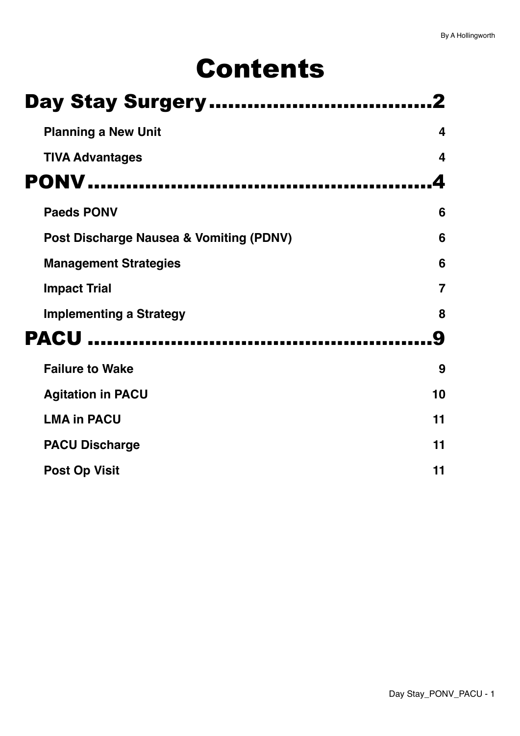# Contents

## Day Stay Surgery ................................. 2

**Planning a New Unit** 4

**TIVA Advantages** 4

## PONV ...................................................... 4

**Paeds PONV** 6

**Post Discharge Nausea & Vomiting (PDNV)** 6

**Management Strategies** 6

**Impact Trial** 7

**Implementing a Strategy** 8

## PACU ...................................................... 9

**Failure to Wake** 9

**Agitation in PACU** 10

**LMA in PACU** 11

**PACU Discharge** 11

**Post Op Visit** 11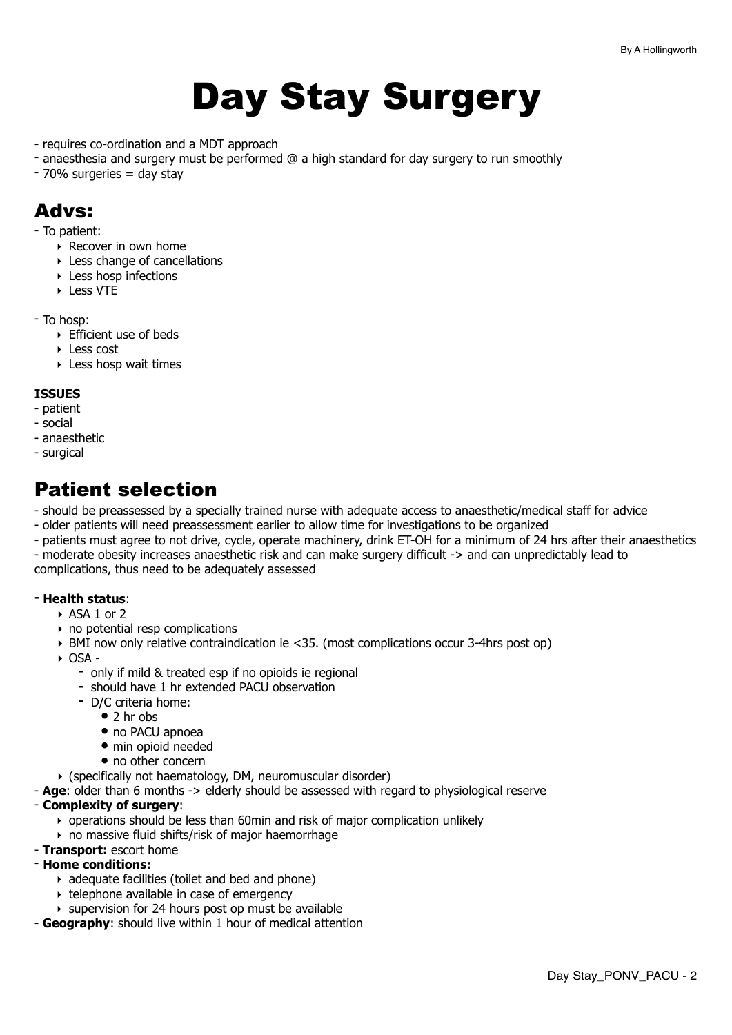# Day Stay Surgery

- requires co-ordination and a MDT approach
- anaesthesia and surgery must be performed @ a high standard for day surgery to run smoothly
- 70% surgeries = day stay

## Advs:

- To patient:
    - Recover in own home
    - Less change of cancellations
    - Less hosp infections
    - Less VTE

- To hosp:
    - Efficient use of beds
    - Less cost
    - Less hosp wait times

**ISSUES**

- patient
- social
- anaesthetic
- surgical

## Patient selection

- should be preassessed by a specially trained nurse with adequate access to anaesthetic/medical staff for advice
- older patients will need preassessment earlier to allow time for investigations to be organized
- patients must agree to not drive, cycle, operate machinery, drink ET-OH for a minimum of 24 hrs after their anaesthetics
- moderate obesity increases anaesthetic risk and can make surgery difficult -> and can unpredictably lead to complications, thus need to be adequately assessed

- **Health status**:
    - ASA 1 or 2
    - no potential resp complications
    - BMI now only relative contraindication ie <35. (most complications occur 3-4hrs post op)
    - OSA -
        - only if mild & treated esp if no opioids ie regional
        - should have 1 hr extended PACU observation
        - D/C criteria home:
            - 2 hr obs
            - no PACU apnoea
            - min opioid needed
            - no other concern
    - (specifically not haematology, DM, neuromuscular disorder)
- **Age**: older than 6 months -> elderly should be assessed with regard to physiological reserve
- **Complexity of surgery**:
    - operations should be less than 60min and risk of major complication unlikely
    - no massive fluid shifts/risk of major haemorrhage
- **Transport:** escort home
- **Home conditions:**
    - adequate facilities (toilet and bed and phone)
    - telephone available in case of emergency
    - supervision for 24 hours post op must be available
- **Geography**: should live within 1 hour of medical attention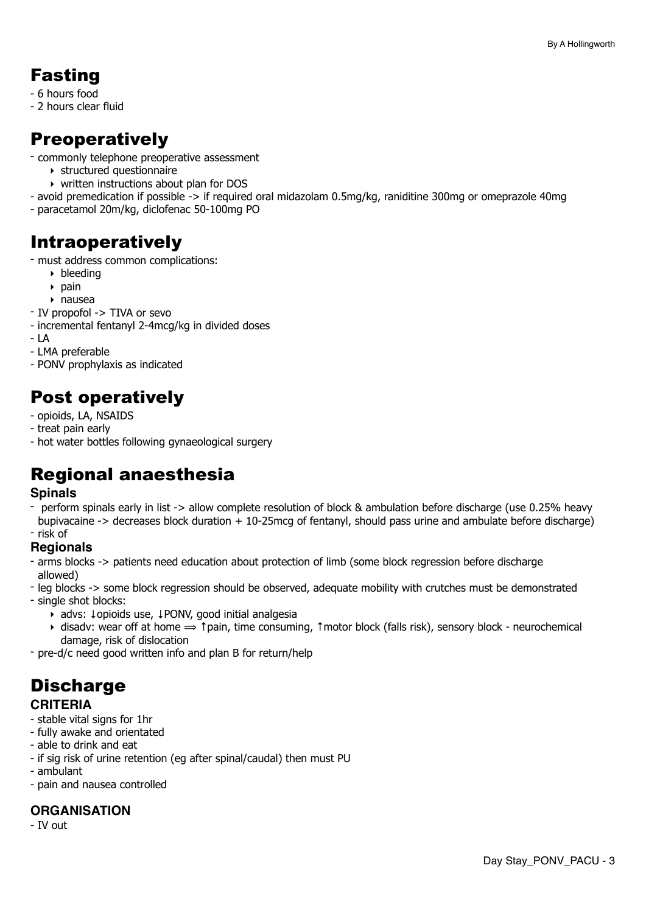# Fasting

- 6 hours food
- 2 hours clear fluid

# Preoperatively

- commonly telephone preoperative assessment
    - structured questionnaire
    - written instructions about plan for DOS
- avoid premedication if possible -> if required oral midazolam 0.5mg/kg, raniditine 300mg or omeprazole 40mg
- paracetamol 20m/kg, diclofenac 50-100mg PO

# Intraoperatively

- must address common complications:
    - bleeding
    - pain
    - nausea
- IV propofol -> TIVA or sevo
- incremental fentanyl 2-4mcg/kg in divided doses
- LA
- LMA preferable
- PONV prophylaxis as indicated

# Post operatively

- opioids, LA, NSAIDS
- treat pain early
- hot water bottles following gynaeological surgery

# Regional anaesthesia

### Spinals

- perform spinals early in list -> allow complete resolution of block & ambulation before discharge (use 0.25% heavy bupivacaine -> decreases block duration + 10-25mcg of fentanyl, should pass urine and ambulate before discharge)
- risk of

### Regionals

- arms blocks -> patients need education about protection of limb (some block regression before discharge allowed)
- leg blocks -> some block regression should be observed, adequate mobility with crutches must be demonstrated
- single shot blocks:
    - advs: ↓opioids use, ↓PONV, good initial analgesia
    - disadv: wear off at home ⟹ ↑pain, time consuming, ↑motor block (falls risk), sensory block - neurochemical damage, risk of dislocation
- pre-d/c need good written info and plan B for return/help

# Discharge

### CRITERIA

- stable vital signs for 1hr
- fully awake and orientated
- able to drink and eat
- if sig risk of urine retention (eg after spinal/caudal) then must PU
- ambulant
- pain and nausea controlled

### ORGANISATION

- IV out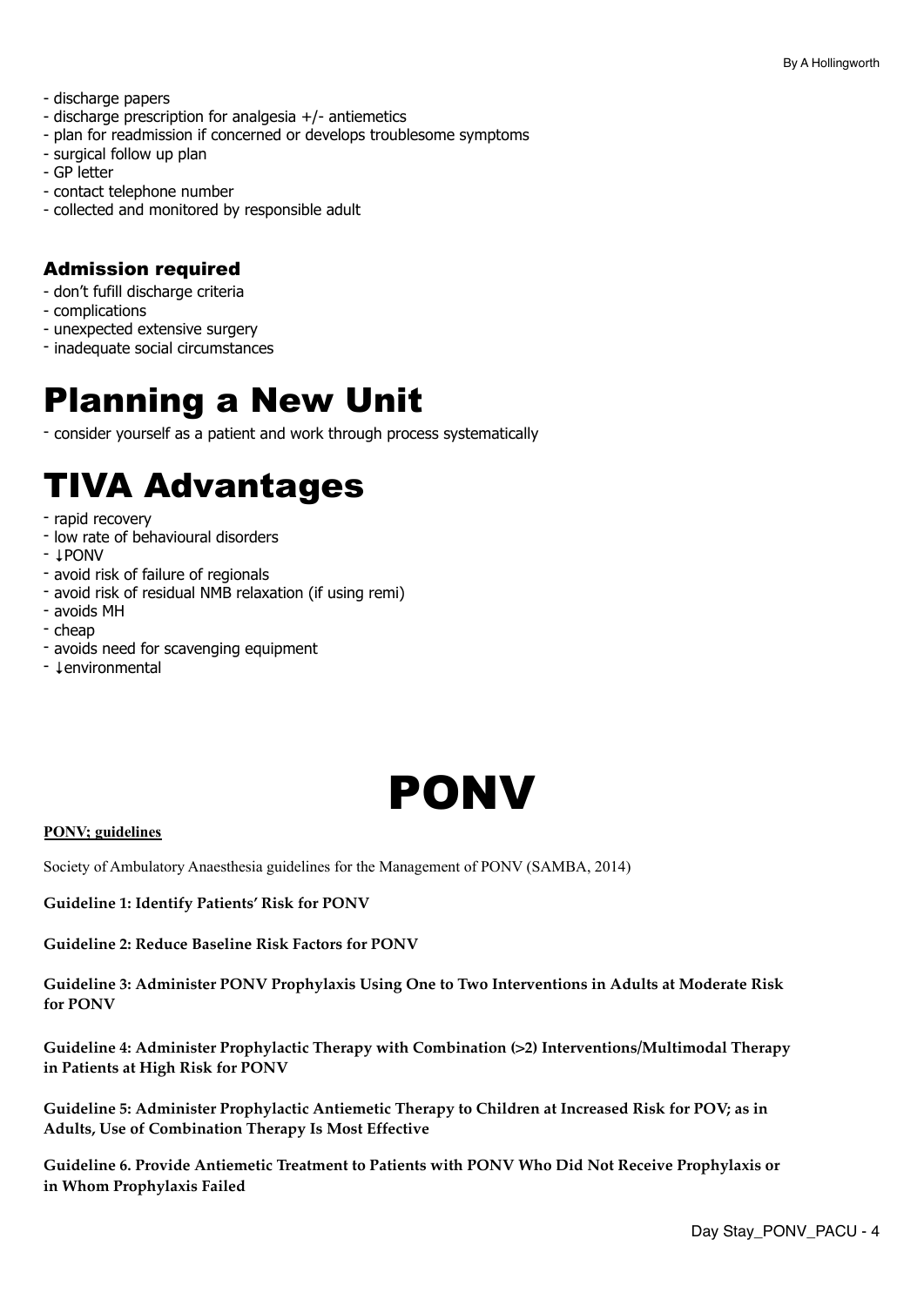- discharge papers
- discharge prescription for analgesia +/- antiemetics
- plan for readmission if concerned or develops troublesome symptoms
- surgical follow up plan
- GP letter
- contact telephone number
- collected and monitored by responsible adult

### Admission required

- don't fufill discharge criteria
- complications
- unexpected extensive surgery
- inadequate social circumstances

# Planning a New Unit

- consider yourself as a patient and work through process systematically

# TIVA Advantages

- rapid recovery
- low rate of behavioural disorders
- ↓PONV
- avoid risk of failure of regionals
- avoid risk of residual NMB relaxation (if using remi)
- avoids MH
- cheap
- avoids need for scavenging equipment
- ↓environmental

# PONV

**PONV; guidelines**

Society of Ambulatory Anaesthesia guidelines for the Management of PONV (SAMBA, 2014)

**Guideline 1: Identify Patients' Risk for PONV**

**Guideline 2: Reduce Baseline Risk Factors for PONV**

**Guideline 3: Administer PONV Prophylaxis Using One to Two Interventions in Adults at Moderate Risk for PONV**

**Guideline 4: Administer Prophylactic Therapy with Combination (>2) Interventions/Multimodal Therapy in Patients at High Risk for PONV**

**Guideline 5: Administer Prophylactic Antiemetic Therapy to Children at Increased Risk for POV; as in Adults, Use of Combination Therapy Is Most Effective**

**Guideline 6. Provide Antiemetic Treatment to Patients with PONV Who Did Not Receive Prophylaxis or in Whom Prophylaxis Failed**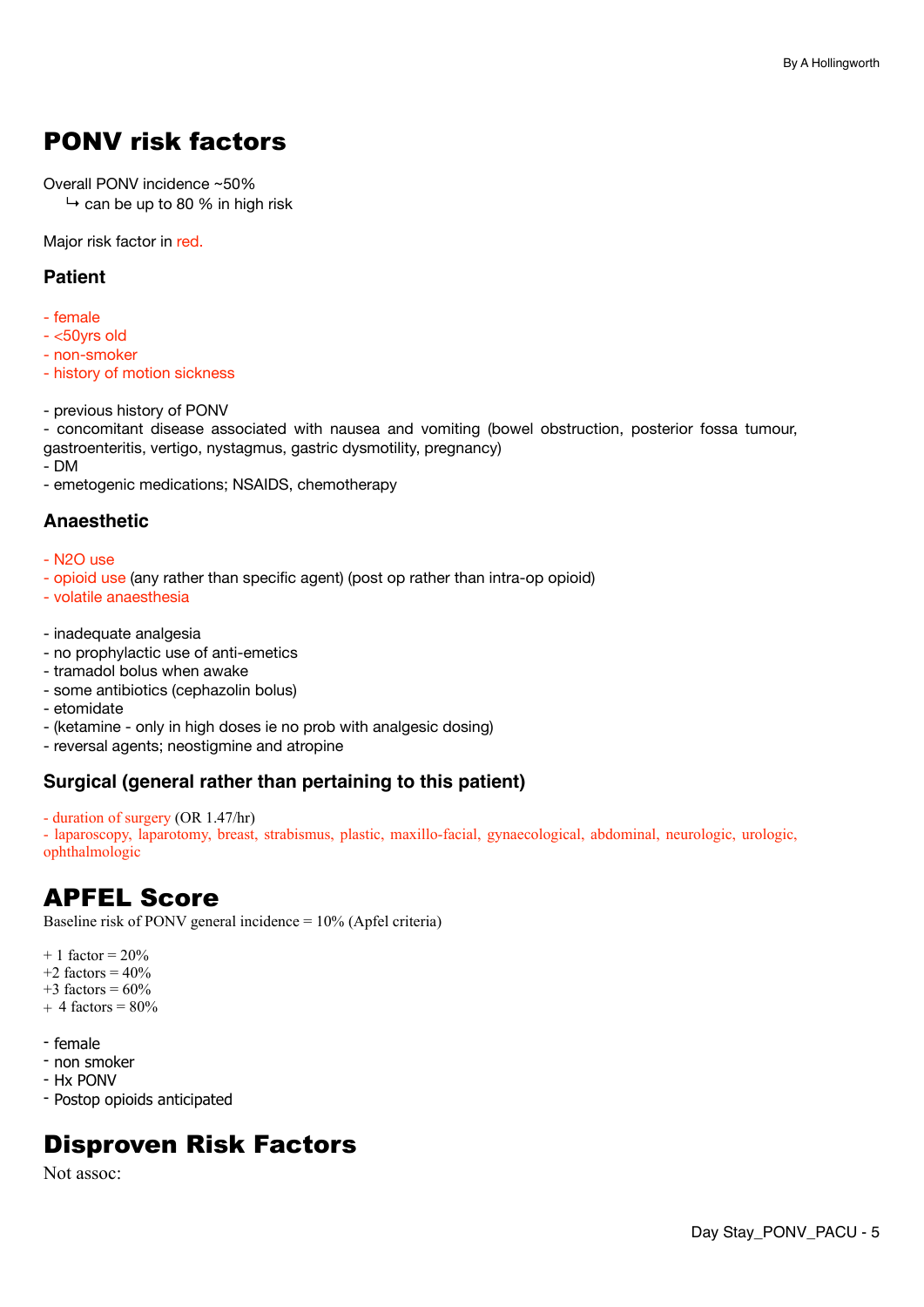# PONV risk factors

Overall PONV incidence ~50%
  ↳ can be up to 80 % in high risk

Major risk factor in red.

### Patient

- female
- <50yrs old
- non-smoker
- history of motion sickness

- previous history of PONV
- concomitant disease associated with nausea and vomiting (bowel obstruction, posterior fossa tumour, gastroenteritis, vertigo, nystagmus, gastric dysmotility, pregnancy)
- DM
- emetogenic medications; NSAIDS, chemotherapy

### Anaesthetic

- $N_2O$ use
- opioid use (any rather than specific agent) (post op rather than intra-op opioid)
- volatile anaesthesia

- inadequate analgesia
- no prophylactic use of anti-emetics
- tramadol bolus when awake
- some antibiotics (cephazolin bolus)
- etomidate
- (ketamine - only in high doses ie no prob with analgesic dosing)
- reversal agents; neostigmine and atropine

### Surgical (general rather than pertaining to this patient)

- duration of surgery (OR 1.47/hr)
- laparoscopy, laparotomy, breast, strabismus, plastic, maxillo-facial, gynaecological, abdominal, neurologic, urologic, ophthalmologic

# APFEL Score

Baseline risk of PONV general incidence = 10% (Apfel criteria)

+ 1 factor = 20%
+2 factors = 40%
+3 factors = 60%
+ 4 factors = 80%

- female
- non smoker
- Hx PONV
- Postop opioids anticipated

# Disproven Risk Factors

Not assoc: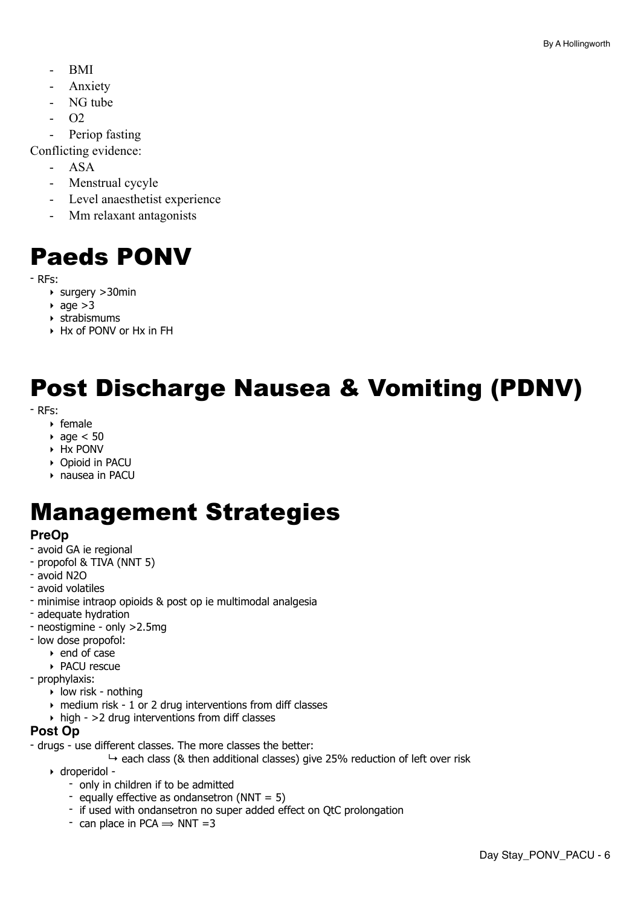- BMI
- Anxiety
- NG tube
- O2
- Periop fasting

Conflicting evidence:

- ASA
- Menstrual cycyle
- Level anaesthetist experience
- Mm relaxant antagonists

# Paeds PONV

- RFs:
  - surgery >30min
  - age >3
  - strabismums
  - Hx of PONV or Hx in FH

# Post Discharge Nausea & Vomiting (PDNV)

- RFs:
  - female
  - age < 50
  - Hx PONV
  - Opioid in PACU
  - nausea in PACU

# Management Strategies

### PreOp

- avoid GA ie regional
- propofol & TIVA (NNT 5)
- avoid N2O
- avoid volatiles
- minimise intraop opioids & post op ie multimodal analgesia
- adequate hydration
- neostigmine - only >2.5mg
- low dose propofol:
  - end of case
  - PACU rescue
- prophylaxis:
  - low risk - nothing
  - medium risk - 1 or 2 drug interventions from diff classes
  - high - >2 drug interventions from diff classes

### Post Op

- drugs - use different classes. The more classes the better:
  - ↳ each class (& then additional classes) give 25% reduction of left over risk
  - droperidol -
    - only in children if to be admitted
    - equally effective as ondansetron (NNT = 5)
    - if used with ondansetron no super added effect on QtC prolongation
    - can place in PCA ⟹ NNT =3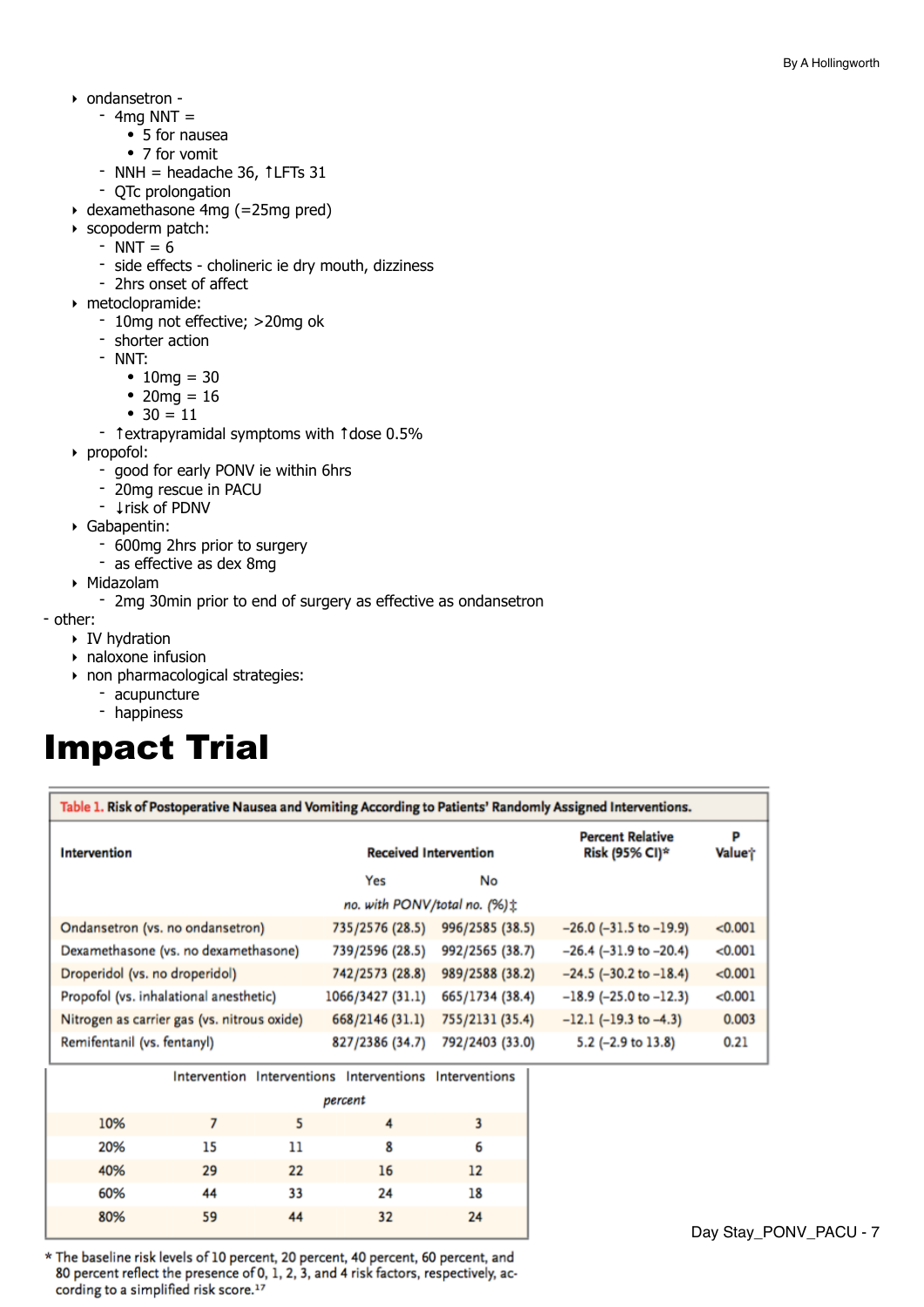- ondansetron -
  - 4mg NNT =
    - 5 for nausea
    - 7 for vomit
  - NNH = headache 36, ↑LFTs 31
  - QTc prolongation
- dexamethasone 4mg (=25mg pred)
- scopoderm patch:
  - NNT = 6
  - side effects - cholineric ie dry mouth, dizziness
  - 2hrs onset of affect
- metoclopramide:
  - 10mg not effective; >20mg ok
  - shorter action
  - NNT:
    - 10mg = 30
    - 20mg = 16
    - 30 = 11
  - ↑extrapyramidal symptoms with ↑dose 0.5%
- propofol:
  - good for early PONV ie within 6hrs
  - 20mg rescue in PACU
  - ↓risk of PDNV
- Gabapentin:
  - 600mg 2hrs prior to surgery
  - as effective as dex 8mg
- Midazolam
  - 2mg 30min prior to end of surgery as effective as ondansetron

- other:
  - IV hydration
  - naloxone infusion
  - non pharmacological strategies:
    - acupuncture
    - happiness

# Impact Trial

**Table 1. Risk of Postoperative Nausea and Vomiting According to Patients' Randomly Assigned Interventions.**

| Intervention | Received Intervention | | Percent Relative Risk (95% CI)* | P Value† |
|---|---|---|---|---|
| | Yes | No | | |
| | *no. with PONV/total no. (%)‡* | | | |
| Ondansetron (vs. no ondansetron) | 735/2576 (28.5) | 996/2585 (38.5) | −26.0 (−31.5 to −19.9) | <0.001 |
| Dexamethasone (vs. no dexamethasone) | 739/2596 (28.5) | 992/2565 (38.7) | −26.4 (−31.9 to −20.4) | <0.001 |
| Droperidol (vs. no droperidol) | 742/2573 (28.8) | 989/2588 (38.2) | −24.5 (−30.2 to −18.4) | <0.001 |
| Propofol (vs. inhalational anesthetic) | 1066/3427 (31.1) | 665/1734 (38.4) | −18.9 (−25.0 to −12.3) | <0.001 |
| Nitrogen as carrier gas (vs. nitrous oxide) | 668/2146 (31.1) | 755/2131 (35.4) | −12.1 (−19.3 to −4.3) | 0.003 |
| Remifentanil (vs. fentanyl) | 827/2386 (34.7) | 792/2403 (33.0) | 5.2 (−2.9 to 13.8) | 0.21 |

| | Intervention | Interventions | Interventions | Interventions |
|---|---|---|---|---|
| | *percent* | | | |
| 10% | 7 | 5 | 4 | 3 |
| 20% | 15 | 11 | 8 | 6 |
| 40% | 29 | 22 | 16 | 12 |
| 60% | 44 | 33 | 24 | 18 |
| 80% | 59 | 44 | 32 | 24 |

\* The baseline risk levels of 10 percent, 20 percent, 40 percent, 60 percent, and 80 percent reflect the presence of 0, 1, 2, 3, and 4 risk factors, respectively, according to a simplified risk score.[17]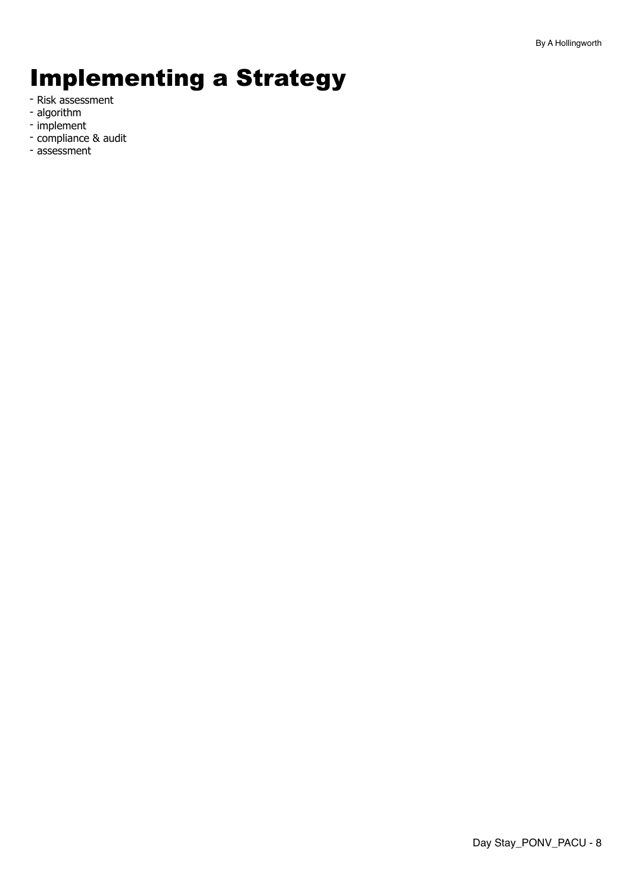# Implementing a Strategy

- Risk assessment
- algorithm
- implement
- compliance & audit
- assessment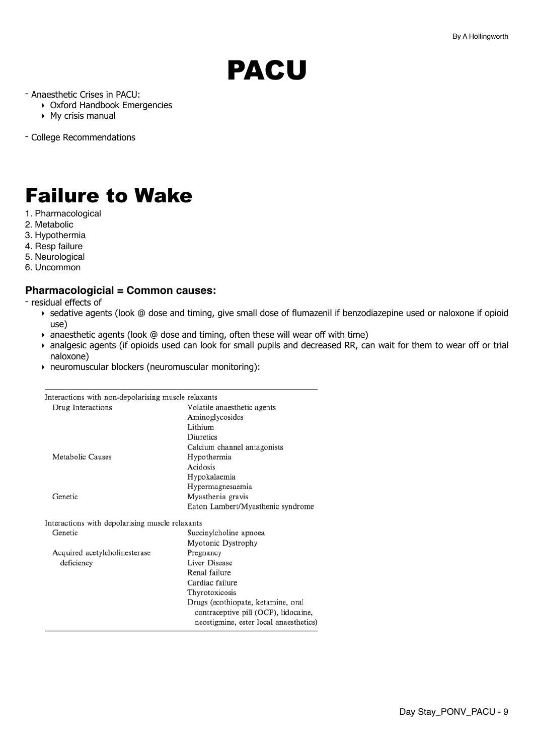# PACU

- Anaesthetic Crises in PACU:
    - Oxford Handbook Emergencies
    - My crisis manual
- College Recommendations

# Failure to Wake

1. Pharmacological
2. Metabolic
3. Hypothermia
4. Resp failure
5. Neurological
6. Uncommon

### Pharmacologicial = Common causes:

- residual effects of
    - sedative agents (look @ dose and timing, give small dose of flumazenil if benzodiazepine used or naloxone if opioid use)
    - anaesthetic agents (look @ dose and timing, often these will wear off with time)
    - analgesic agents (if opioids used can look for small pupils and decreased RR, can wait for them to wear off or trial naloxone)
    - neuromuscular blockers (neuromuscular monitoring):

| Interactions with non-depolarising muscle relaxants | |
|---|---|
| Drug Interactions | Volatile anaesthetic agents |
| | Aminoglycosides |
| | Lithium |
| | Diuretics |
| | Calcium channel antagonists |
| Metabolic Causes | Hypothermia |
| | Acidosis |
| | Hypokalaemia |
| | Hypermagnesaemia |
| Genetic | Myasthenia gravis |
| | Eaton Lambert/Myasthenic syndrome |
| **Interactions with depolarising muscle relaxants** | |
| Genetic | Succinylcholine apnoea |
| | Myotonic Dystrophy |
| Acquired acetylcholinesterase deficiency | Pregnancy |
| | Liver Disease |
| | Renal failure |
| | Cardiac failure |
| | Thyrotoxicosis |
| | Drugs (ecothiopate, ketamine, oral contraceptive pill (OCP), lidocaine, neostigmine, ester local anaesthetics) |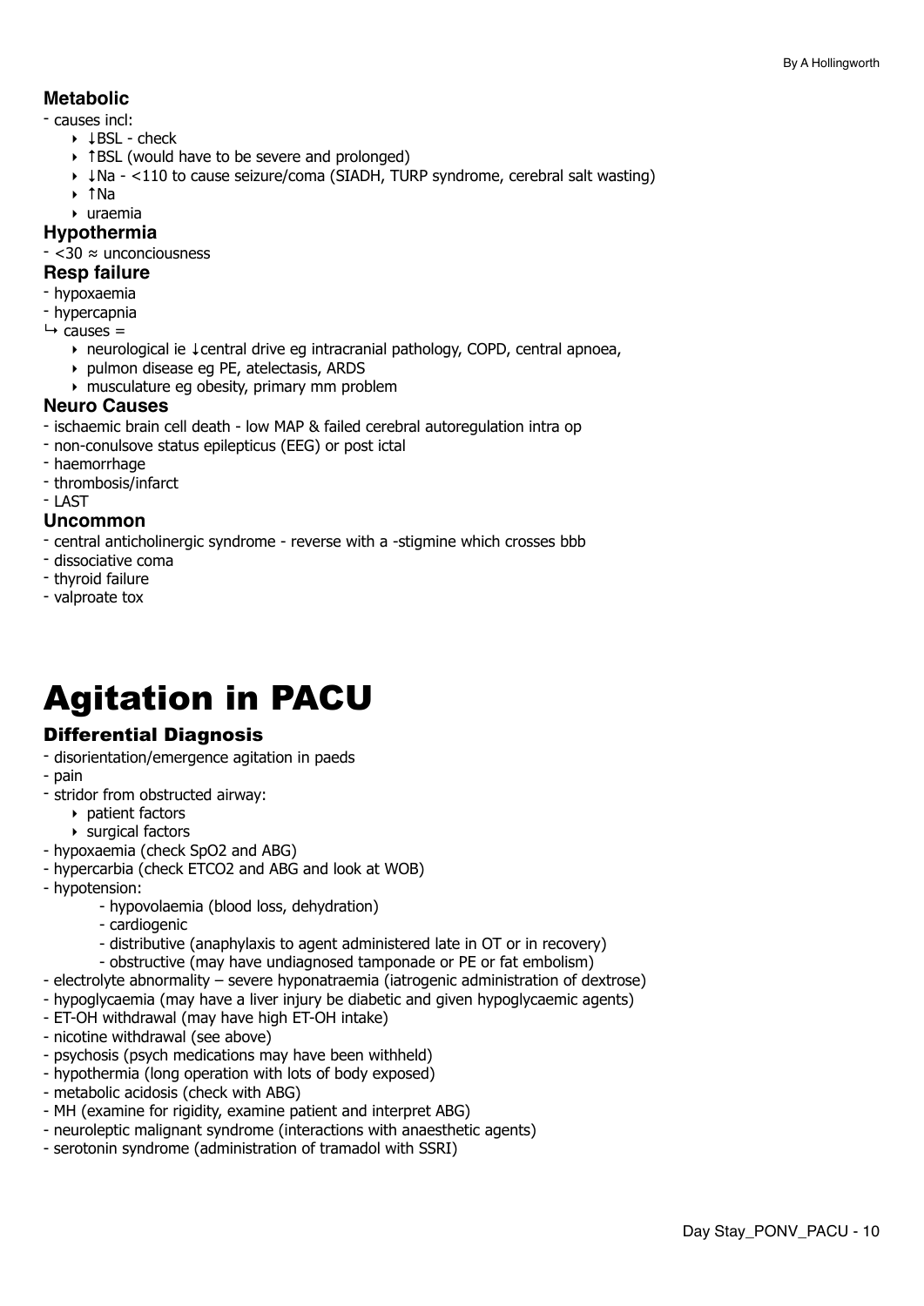### Metabolic

- causes incl:
    - ↓BSL - check
    - ↑BSL (would have to be severe and prolonged)
    - ↓Na - <110 to cause seizure/coma (SIADH, TURP syndrome, cerebral salt wasting)
    - ↑Na
    - uraemia

### Hypothermia

- <30 ≈ unconciousness

### Resp failure

- hypoxaemia
- hypercapnia

↳ causes =

- neurological ie ↓central drive eg intracranial pathology, COPD, central apnoea,
- pulmon disease eg PE, atelectasis, ARDS
- musculature eg obesity, primary mm problem

### Neuro Causes

- ischaemic brain cell death - low MAP & failed cerebral autoregulation intra op
- non-conulsove status epilepticus (EEG) or post ictal
- haemorrhage
- thrombosis/infarct
- LAST

### Uncommon

- central anticholinergic syndrome - reverse with a -stigmine which crosses bbb
- dissociative coma
- thyroid failure
- valproate tox

# Agitation in PACU

## Differential Diagnosis

- disorientation/emergence agitation in paeds
- pain
- stridor from obstructed airway:
    - patient factors
    - surgical factors
- hypoxaemia (check SpO2 and ABG)
- hypercarbia (check ETCO2 and ABG and look at WOB)
- hypotension:
    - hypovolaemia (blood loss, dehydration)
    - cardiogenic
    - distributive (anaphylaxis to agent administered late in OT or in recovery)
    - obstructive (may have undiagnosed tamponade or PE or fat embolism)
- electrolyte abnormality – severe hyponatraemia (iatrogenic administration of dextrose)
- hypoglycaemia (may have a liver injury be diabetic and given hypoglycaemic agents)
- ET-OH withdrawal (may have high ET-OH intake)
- nicotine withdrawal (see above)
- psychosis (psych medications may have been withheld)
- hypothermia (long operation with lots of body exposed)
- metabolic acidosis (check with ABG)
- MH (examine for rigidity, examine patient and interpret ABG)
- neuroleptic malignant syndrome (interactions with anaesthetic agents)
- serotonin syndrome (administration of tramadol with SSRI)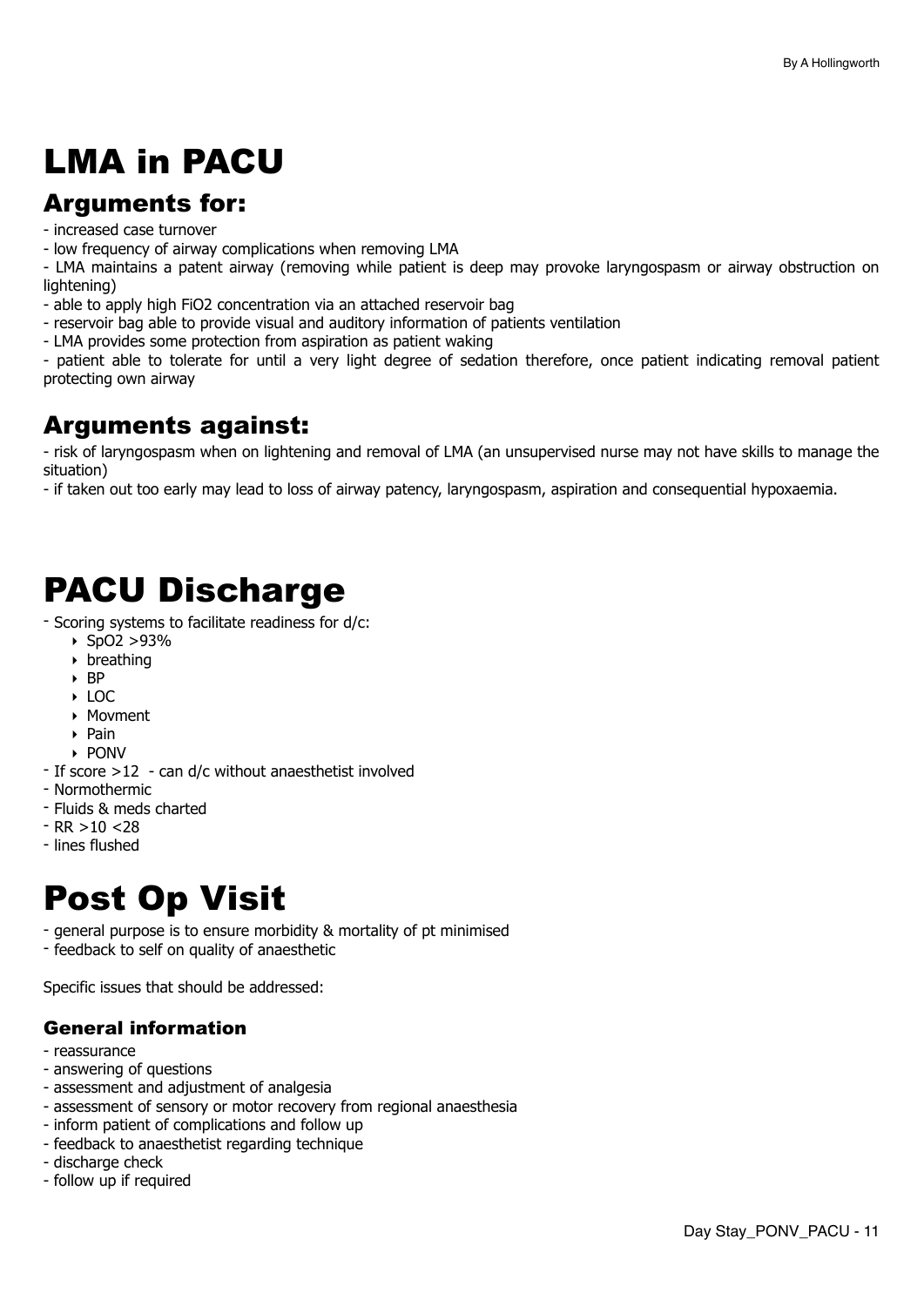# LMA in PACU

## Arguments for:

- increased case turnover
- low frequency of airway complications when removing LMA
- LMA maintains a patent airway (removing while patient is deep may provoke laryngospasm or airway obstruction on lightening)
- able to apply high FiO2 concentration via an attached reservoir bag
- reservoir bag able to provide visual and auditory information of patients ventilation
- LMA provides some protection from aspiration as patient waking
- patient able to tolerate for until a very light degree of sedation therefore, once patient indicating removal patient protecting own airway

## Arguments against:

- risk of laryngospasm when on lightening and removal of LMA (an unsupervised nurse may not have skills to manage the situation)
- if taken out too early may lead to loss of airway patency, laryngospasm, aspiration and consequential hypoxaemia.

# PACU Discharge

- Scoring systems to facilitate readiness for d/c:
  - SpO2 >93%
  - breathing
  - BP
  - LOC
  - Movment
  - Pain
  - PONV
- If score >12 - can d/c without anaesthetist involved
- Normothermic
- Fluids & meds charted
- RR >10 <28
- lines flushed

# Post Op Visit

- general purpose is to ensure morbidity & mortality of pt minimised
- feedback to self on quality of anaesthetic

Specific issues that should be addressed:

### General information

- reassurance
- answering of questions
- assessment and adjustment of analgesia
- assessment of sensory or motor recovery from regional anaesthesia
- inform patient of complications and follow up
- feedback to anaesthetist regarding technique
- discharge check
- follow up if required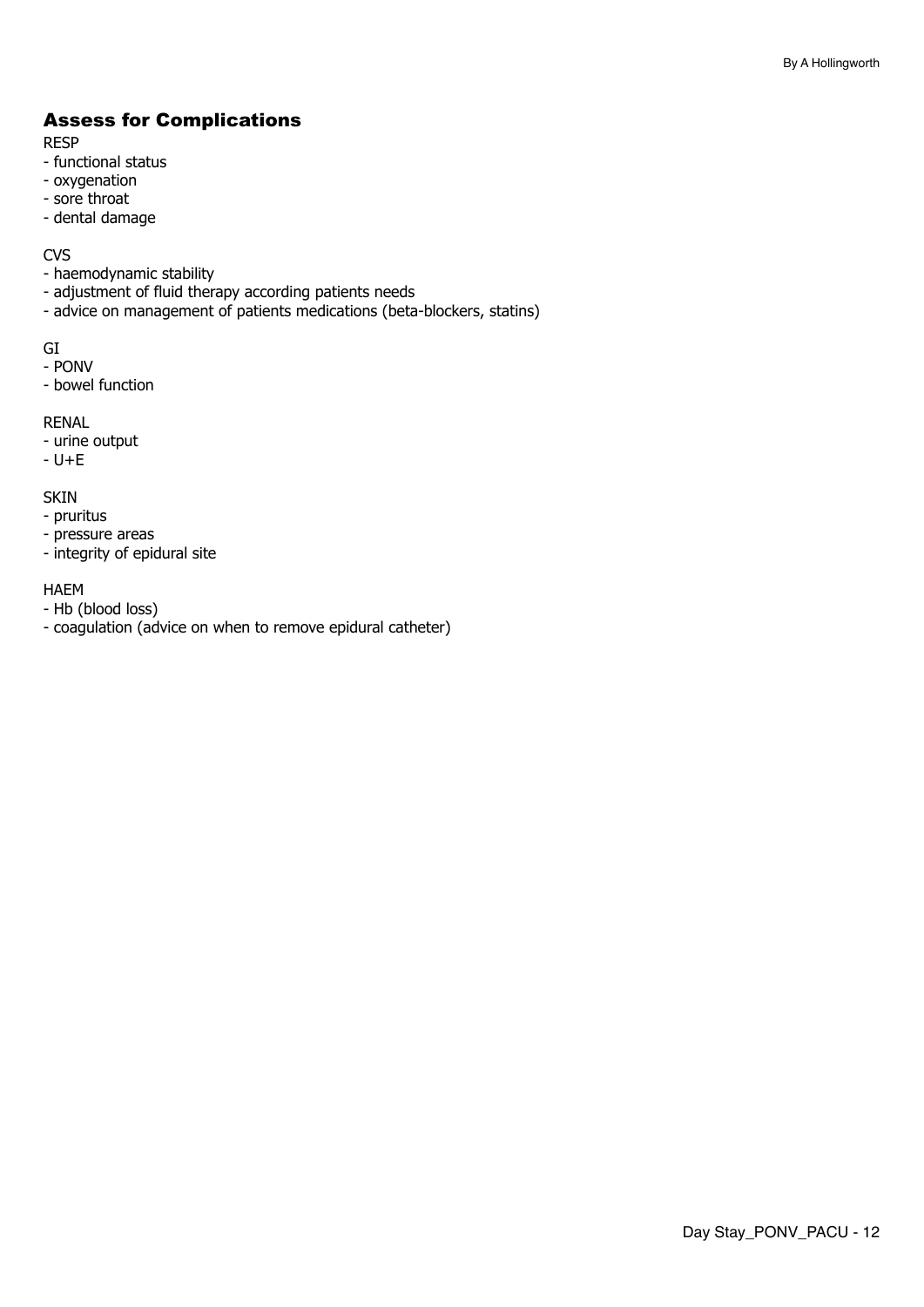## Assess for Complications

RESP
- functional status
- oxygenation
- sore throat
- dental damage

CVS
- haemodynamic stability
- adjustment of fluid therapy according patients needs
- advice on management of patients medications (beta-blockers, statins)

GI
- PONV
- bowel function

RENAL
- urine output
- U+E

SKIN
- pruritus
- pressure areas
- integrity of epidural site

HAEM
- Hb (blood loss)
- coagulation (advice on when to remove epidural catheter)